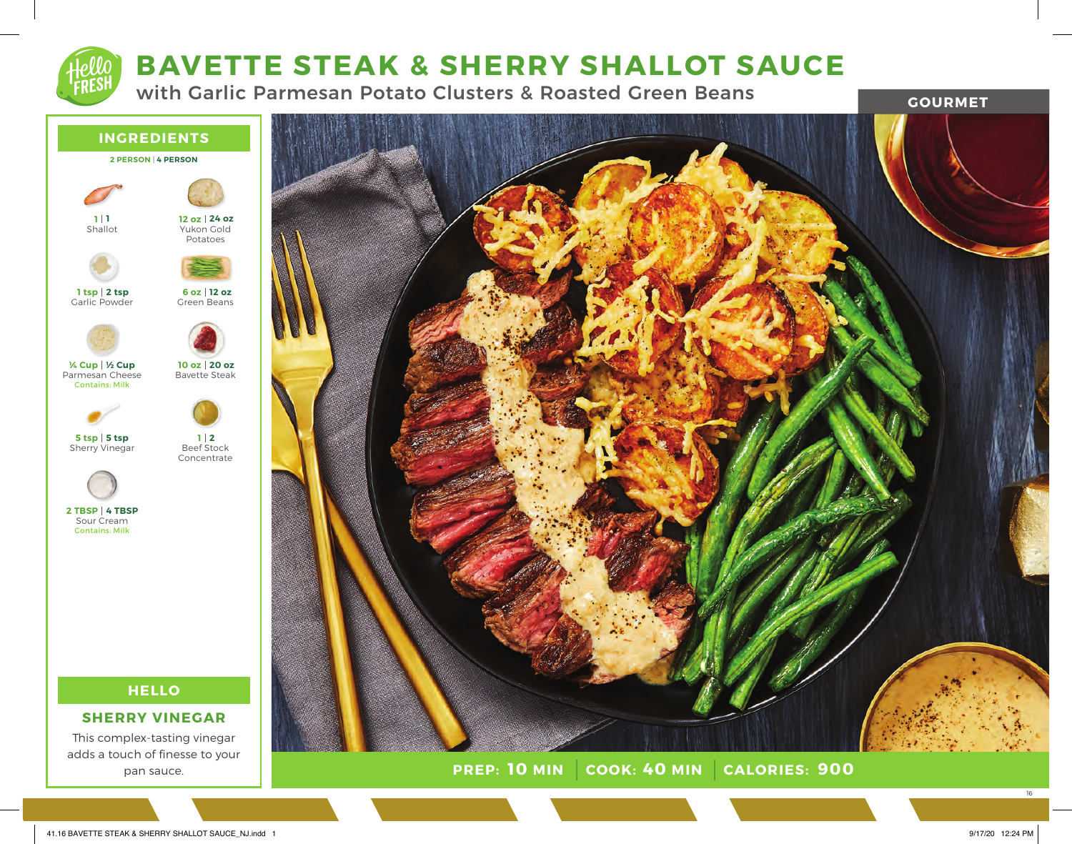# BAVETTE STEAK & SHERRY SHALLOT SAUCE

## with Garlic Parmesan Potato Clusters & Roasted Green Beans

GOURMET

## INGREDIENTS

**2 PERSON | 4 PERSON**

- **1 | 1** Shallot
- **12 oz | 24 oz** Yukon Gold Potatoes
- **1 tsp | 2 tsp** Garlic Powder
- **6 oz | 12 oz** Green Beans
- **¼ Cup | ½ Cup** Parmesan Cheese *Contains: Milk*
- **10 oz | 20 oz** Bavette Steak
- **5 tsp | 5 tsp** Sherry Vinegar
- **1 | 2** Beef Stock Concentrate
- **2 TBSP | 4 TBSP** Sour Cream *Contains: Milk*

## HELLO

### SHERRY VINEGAR

This complex-tasting vinegar adds a touch of finesse to your pan sauce.

**PREP: 10 MIN | COOK: 40 MIN | CALORIES: 900**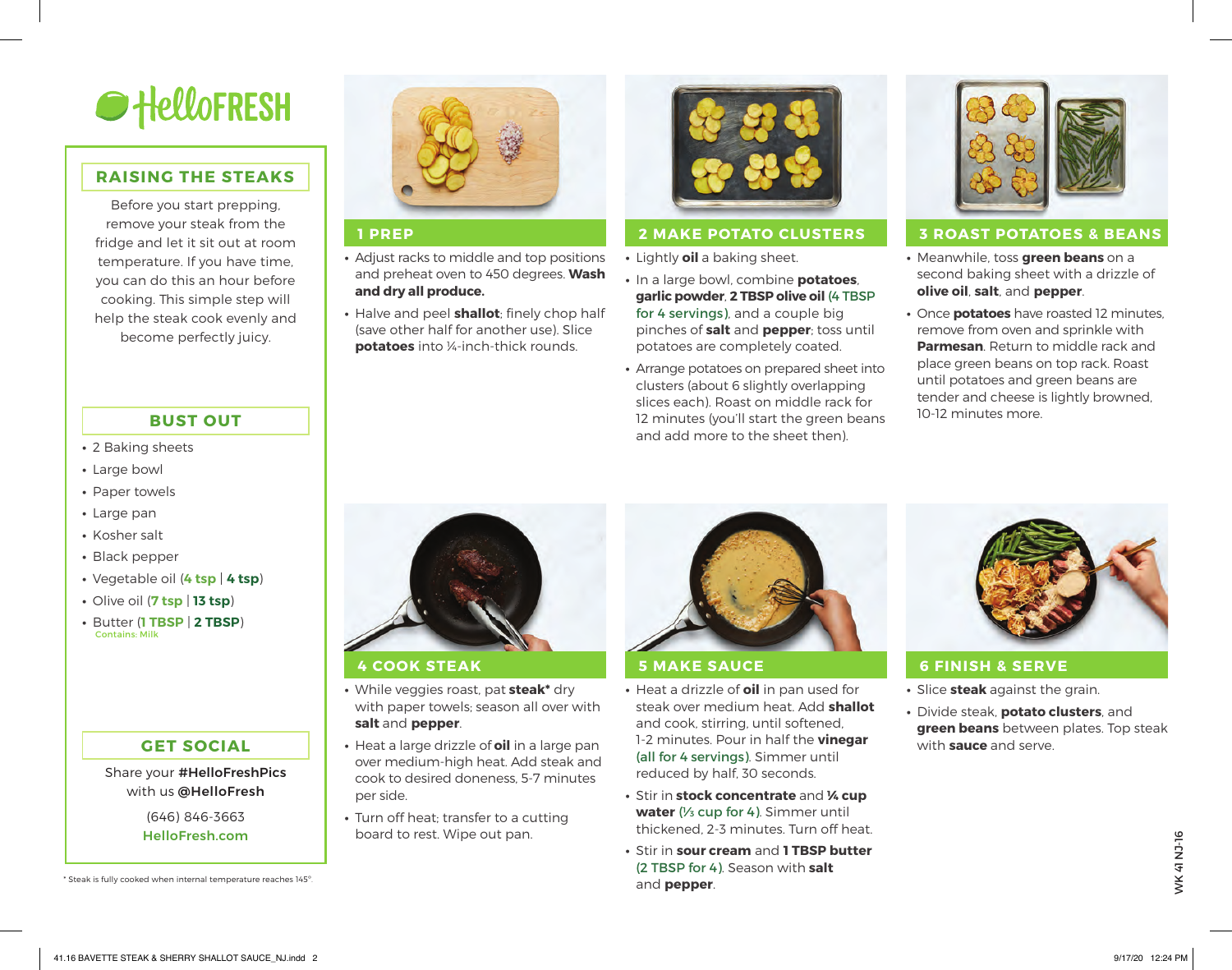# HelloFRESH

## RAISING THE STEAKS

Before you start prepping, remove your steak from the fridge and let it sit out at room temperature. If you have time, you can do this an hour before cooking. This simple step will help the steak cook evenly and become perfectly juicy.

## BUST OUT

- 2 Baking sheets
- Large bowl
- Paper towels
- Large pan
- Kosher salt
- Black pepper
- Vegetable oil (4 tsp | 4 tsp)
- Olive oil (7 tsp | 13 tsp)
- Butter (1 TBSP | 2 TBSP)
  Contains: Milk

## GET SOCIAL

Share your **#HelloFreshPics** with us **@HelloFresh**

(646) 846-3663

HelloFresh.com

## 1 PREP

- Adjust racks to middle and top positions and preheat oven to 450 degrees. **Wash and dry all produce.**
- Halve and peel **shallot**; finely chop half (save other half for another use). Slice **potatoes** into ¼-inch-thick rounds.

## 2 MAKE POTATO CLUSTERS

- Lightly **oil** a baking sheet.
- In a large bowl, combine **potatoes**, **garlic powder**, **2 TBSP olive oil** (4 TBSP for 4 servings), and a couple big pinches of **salt** and **pepper**; toss until potatoes are completely coated.
- Arrange potatoes on prepared sheet into clusters (about 6 slightly overlapping slices each). Roast on middle rack for 12 minutes (you'll start the green beans and add more to the sheet then).

## 3 ROAST POTATOES & BEANS

- Meanwhile, toss **green beans** on a second baking sheet with a drizzle of **olive oil**, **salt**, and **pepper**.
- Once **potatoes** have roasted 12 minutes, remove from oven and sprinkle with **Parmesan**. Return to middle rack and place green beans on top rack. Roast until potatoes and green beans are tender and cheese is lightly browned, 10-12 minutes more.

## 4 COOK STEAK

- While veggies roast, pat **steak*** dry with paper towels; season all over with **salt** and **pepper**.
- Heat a large drizzle of **oil** in a large pan over medium-high heat. Add steak and cook to desired doneness, 5-7 minutes per side.
- Turn off heat; transfer to a cutting board to rest. Wipe out pan.

## 5 MAKE SAUCE

- Heat a drizzle of **oil** in pan used for steak over medium heat. Add **shallot** and cook, stirring, until softened, 1-2 minutes. Pour in half the **vinegar** (all for 4 servings). Simmer until reduced by half, 30 seconds.
- Stir in **stock concentrate** and **¼ cup water** (⅓ cup for 4). Simmer until thickened, 2-3 minutes. Turn off heat.
- Stir in **sour cream** and **1 TBSP butter** (2 TBSP for 4). Season with **salt** and **pepper**.

## 6 FINISH & SERVE

- Slice **steak** against the grain.
- Divide steak, **potato clusters**, and **green beans** between plates. Top steak with **sauce** and serve.

\* Steak is fully cooked when internal temperature reaches 145°.

WK 41 NJ-16